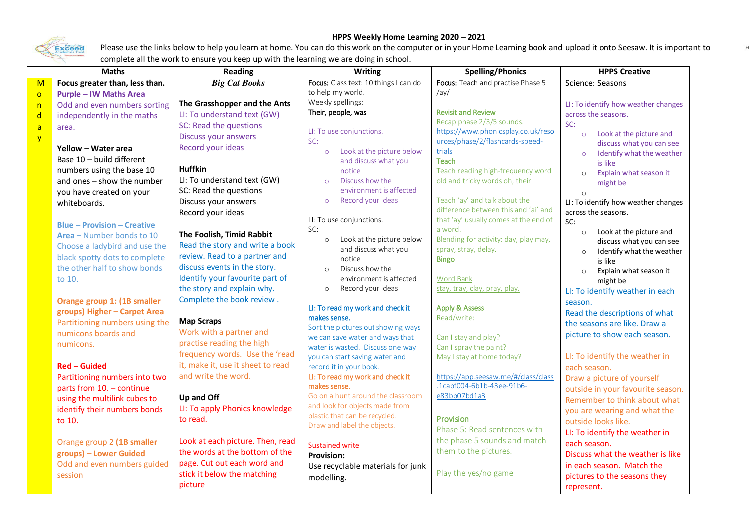## HPPS Weekly Home Learning 2020 – 2021

Please use the links below to help you learn at home. You can do this work on the computer or in your Home Learning book and upload it onto Seesaw. It is important to complete all the work to ensure you keep up with the learning we are doing in school.

| | Maths | Reading | Writing | Spelling/Phonics | HPPS Creative |
|---|---|---|---|---|---|
| Monday | **Focus greater than, less than.**<br>**Purple – IW Maths Area**<br>Odd and even numbers sorting independently in the maths area.<br><br>**Yellow – Water area**<br>Base 10 – build different numbers using the base 10 and ones – show the number you have created on your whiteboards.<br><br>**Blue – Provision – Creative Area –** Number bonds to 10<br>Choose a ladybird and use the black spotty dots to complete the other half to show bonds to 10.<br><br>**Orange group 1: (1B smaller groups) Higher – Carpet Area**<br>Partitioning numbers using the numicons boards and numicons.<br><br>**Red – Guided**<br>Partitioning numbers into two parts from 10. – continue using the multilink cubes to identify their numbers bonds to 10.<br><br>Orange group 2 **(1B smaller groups) – Lower Guided**<br>Odd and even numbers guided session | ***Big Cat Books***<br><br>**The Grasshopper and the Ants**<br>LI: To understand text (GW)<br>SC: Read the questions<br>Discuss your answers<br>Record your ideas<br><br>**Huffkin**<br>LI: To understand text (GW)<br>SC: Read the questions<br>Discuss your answers<br>Record your ideas<br><br>**The Foolish, Timid Rabbit**<br>Read the story and write a book review. Read to a partner and discuss events in the story.<br>Identify your favourite part of the story and explain why.<br>Complete the book review .<br><br>**Map Scraps**<br>Work with a partner and practise reading the high frequency words. Use the 'read it, make it, use it sheet to read and write the word.<br><br>**Up and Off**<br>LI: To apply Phonics knowledge to read.<br><br>Look at each picture. Then, read the words at the bottom of the page. Cut out each word and stick it below the matching picture | **Focus:** Class text: 10 things I can do to help my world.<br>Weekly spellings:<br>Their, people, was<br><br>LI: To use conjunctions.<br>SC:<br>○ Look at the picture below and discuss what you notice<br>○ Discuss how the environment is affected<br>○ Record your ideas<br><br>LI: To use conjunctions.<br>SC:<br>○ Look at the picture below and discuss what you notice<br>○ Discuss how the environment is affected<br>○ Record your ideas<br><br>LI: To read my work and check it makes sense.<br>Sort the pictures out showing ways we can save water and ways that water is wasted. Discuss one way you can start saving water and record it in your book.<br>LI: To read my work and check it makes sense.<br>Go on a hunt around the classroom and look for objects made from plastic that can be recycled.<br>Draw and label the objects.<br><br>Sustained write<br>**Provision:**<br>Use recyclable materials for junk modelling. | **Focus:** Teach and practise Phase 5 /ay/<br><br>Revisit and Review<br>Recap phase 2/3/5 sounds.<br>https://www.phonicsplay.co.uk/resources/phase/2/flashcards-speed-trials<br>Teach<br>Teach reading high-frequency word old and tricky words oh, their<br><br>Teach 'ay' and talk about the difference between this and 'ai' and that 'ay' usually comes at the end of a word.<br>Blending for activity: day, play may, spray, stray, delay.<br>Bingo<br><br>Word Bank<br>stay, tray, clay, pray, play.<br><br>Apply & Assess<br>Read/write:<br><br>Can I stay and play?<br>Can I spray the paint?<br>May I stay at home today?<br><br>https://app.seesaw.me/#/class/class.1cabf004-6b1b-43ee-91b6-e83bb07bd1a3<br><br>Provision<br>Phase 5: Read sentences with the phase 5 sounds and match them to the pictures.<br><br>Play the yes/no game | Science: Seasons<br><br>LI: To identify how weather changes across the seasons.<br>SC:<br>○ Look at the picture and discuss what you can see<br>○ Identify what the weather is like<br>○ Explain what season it might be<br>○<br>LI: To identify how weather changes across the seasons.<br>SC:<br>○ Look at the picture and discuss what you can see<br>○ Identify what the weather is like<br>○ Explain what season it might be<br>LI: To identify weather in each season.<br>Read the descriptions of what the seasons are like. Draw a picture to show each season.<br><br>LI: To identify the weather in each season.<br>Draw a picture of yourself outside in your favourite season. Remember to think about what you are wearing and what the outside looks like.<br>LI: To identify the weather in each season.<br>Discuss what the weather is like in each season. Match the pictures to the seasons they represent. |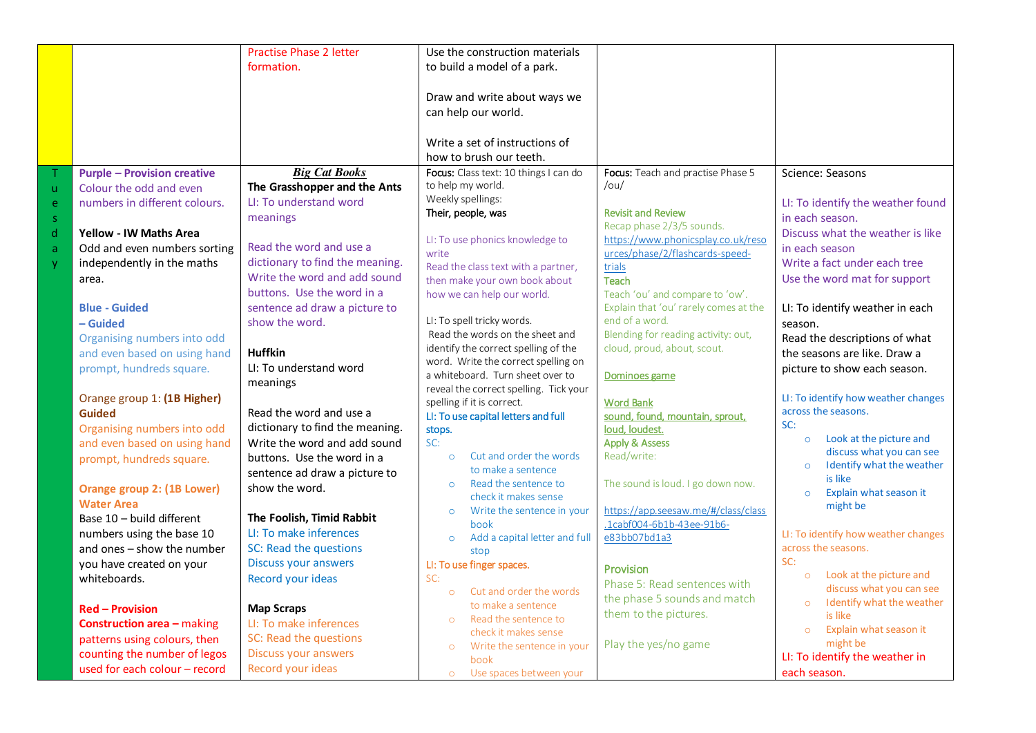| | | | | | |
|---|---|---|---|---|---|
| | | Practise Phase 2 letter formation. | Use the construction materials to build a model of a park.<br><br>Draw and write about ways we can help our world.<br><br>Write a set of instructions of how to brush our teeth. | | |
| Tuesday | **Purple – Provision creative**<br>Colour the odd and even numbers in different colours.<br><br>**Yellow - IW Maths Area**<br>Odd and even numbers sorting independently in the maths area.<br><br>**Blue - Guided – Guided**<br>Organising numbers into odd and even based on using hand prompt, hundreds square.<br><br>Orange group 1: **(1B Higher) Guided**<br>Organising numbers into odd and even based on using hand prompt, hundreds square.<br><br>**Orange group 2: (1B Lower) Water Area**<br>Base 10 – build different numbers using the base 10 and ones – show the number you have created on your whiteboards.<br><br>**Red – Provision Construction area –** making patterns using colours, then counting the number of legos used for each colour – record | ***Big Cat Books***<br>**The Grasshopper and the Ants**<br>LI: To understand word meanings<br><br>Read the word and use a dictionary to find the meaning. Write the word and add sound buttons. Use the word in a sentence ad draw a picture to show the word.<br><br>**Huffkin**<br>LI: To understand word meanings<br><br>Read the word and use a dictionary to find the meaning. Write the word and add sound buttons. Use the word in a sentence ad draw a picture to show the word.<br><br>**The Foolish, Timid Rabbit**<br>LI: To make inferences<br>SC: Read the questions<br>Discuss your answers<br>Record your ideas<br><br>**Map Scraps**<br>LI: To make inferences<br>SC: Read the questions<br>Discuss your answers<br>Record your ideas | **Focus:** Class text: 10 things I can do to help my world.<br>Weekly spellings:<br>**Their, people, was**<br><br>LI: To use phonics knowledge to write<br>Read the class text with a partner, then make your own book about how we can help our world.<br><br>LI: To spell tricky words.<br>Read the words on the sheet and identify the correct spelling of the word. Write the correct spelling on a whiteboard. Turn sheet over to reveal the correct spelling. Tick your spelling if it is correct.<br>LI: To use capital letters and full stops.<br>SC:<br>○ Cut and order the words to make a sentence<br>○ Read the sentence to check it makes sense<br>○ Write the sentence in your book<br>○ Add a capital letter and full stop<br>LI: To use finger spaces.<br>SC:<br>○ Cut and order the words to make a sentence<br>○ Read the sentence to check it makes sense<br>○ Write the sentence in your book<br>○ Use spaces between your | **Focus:** Teach and practise Phase 5 /ou/<br><br>Revisit and Review<br>Recap phase 2/3/5 sounds.<br>https://www.phonicsplay.co.uk/resources/phase/2/flashcards-speed-trials<br>Teach<br>Teach 'ou' and compare to 'ow'. Explain that 'ou' rarely comes at the end of a word.<br>Blending for reading activity: out, cloud, proud, about, scout.<br><br>Dominoes game<br><br>Word Bank<br>sound, found, mountain, sprout, loud, loudest.<br>Apply & Assess<br>Read/write:<br><br>The sound is loud. I go down now.<br><br>https://app.seesaw.me/#/class/class.1cabf004-6b1b-43ee-91b6-e83bb07bd1a3<br><br>Provision<br>Phase 5: Read sentences with the phase 5 sounds and match them to the pictures.<br><br>Play the yes/no game | Science: Seasons<br><br>LI: To identify the weather found in each season.<br>Discuss what the weather is like in each season<br>Write a fact under each tree<br>Use the word mat for support<br><br>LI: To identify weather in each season.<br>Read the descriptions of what the seasons are like. Draw a picture to show each season.<br><br>LI: To identify how weather changes across the seasons.<br>SC:<br>○ Look at the picture and discuss what you can see<br>○ Identify what the weather is like<br>○ Explain what season it might be<br><br>LI: To identify how weather changes across the seasons.<br>SC:<br>○ Look at the picture and discuss what you can see<br>○ Identify what the weather is like<br>○ Explain what season it might be<br>LI: To identify the weather in each season. |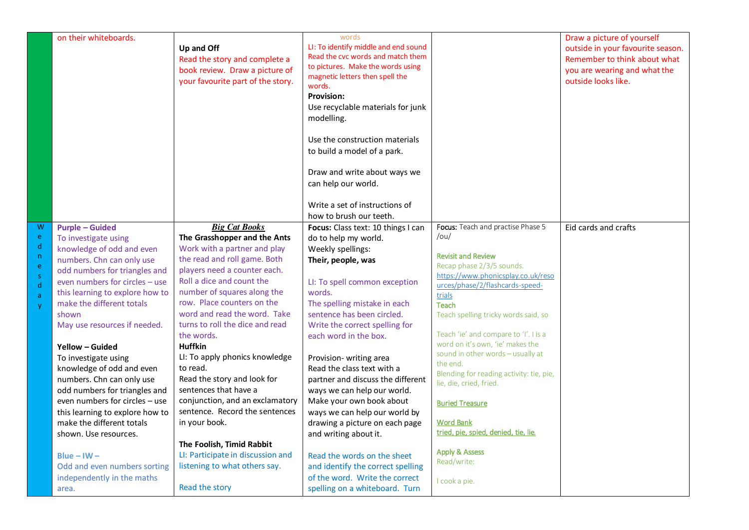|  |  |  |  |  |  |
|---|---|---|---|---|---|
|  | on their whiteboards. | **Up and Off**<br>Read the story and complete a book review. Draw a picture of your favourite part of the story. | words<br>LI: To identify middle and end sound<br>Read the cvc words and match them to pictures. Make the words using magnetic letters then spell the words.<br>**Provision:**<br>Use recyclable materials for junk modelling.<br><br>Use the construction materials to build a model of a park.<br><br>Draw and write about ways we can help our world.<br><br>Write a set of instructions of how to brush our teeth. |  | Draw a picture of yourself outside in your favourite season. Remember to think about what you are wearing and what the outside looks like. |
| Wednesday | **Purple – Guided**<br>To investigate using knowledge of odd and even numbers. Chn can only use odd numbers for triangles and even numbers for circles – use this learning to explore how to make the different totals shown<br>May use resources if needed.<br><br>**Yellow – Guided**<br>To investigate using knowledge of odd and even numbers. Chn can only use odd numbers for triangles and even numbers for circles – use this learning to explore how to make the different totals shown. Use resources.<br><br>**Blue – IW –**<br>Odd and even numbers sorting independently in the maths area. | ***Big Cat Books***<br>**The Grasshopper and the Ants**<br>Work with a partner and play the read and roll game. Both players need a counter each. Roll a dice and count the number of squares along the row. Place counters on the word and read the word. Take turns to roll the dice and read the words.<br>**Huffkin**<br>LI: To apply phonics knowledge to read.<br>Read the story and look for sentences that have a conjunction, and an exclamatory sentence. Record the sentences in your book.<br><br>**The Foolish, Timid Rabbit**<br>LI: Participate in discussion and listening to what others say.<br><br>Read the story | **Focus:** Class text: 10 things I can do to help my world.<br>Weekly spellings:<br>**Their, people, was**<br><br>LI: To spell common exception words.<br>The spelling mistake in each sentence has been circled. Write the correct spelling for each word in the box.<br><br>Provision- writing area<br>Read the class text with a partner and discuss the different ways we can help our world. Make your own book about ways we can help our world by drawing a picture on each page and writing about it.<br><br>Read the words on the sheet and identify the correct spelling of the word. Write the correct spelling on a whiteboard. Turn | **Focus:** Teach and practise Phase 5 /ou/<br><br>Revisit and Review<br>Recap phase 2/3/5 sounds.<br>https://www.phonicsplay.co.uk/resources/phase/2/flashcards-speed-trials<br>Teach<br>Teach spelling tricky words said, so<br><br>Teach 'ie' and compare to 'I'. I is a word on it's own, 'ie' makes the sound in other words – usually at the end.<br>Blending for reading activity: tie, pie, lie, die, cried, fried.<br><br>Buried Treasure<br><br>Word Bank<br>tried, pie, spied, denied, tie, lie.<br><br>Apply & Assess<br>Read/write:<br><br>I cook a pie. | Eid cards and crafts |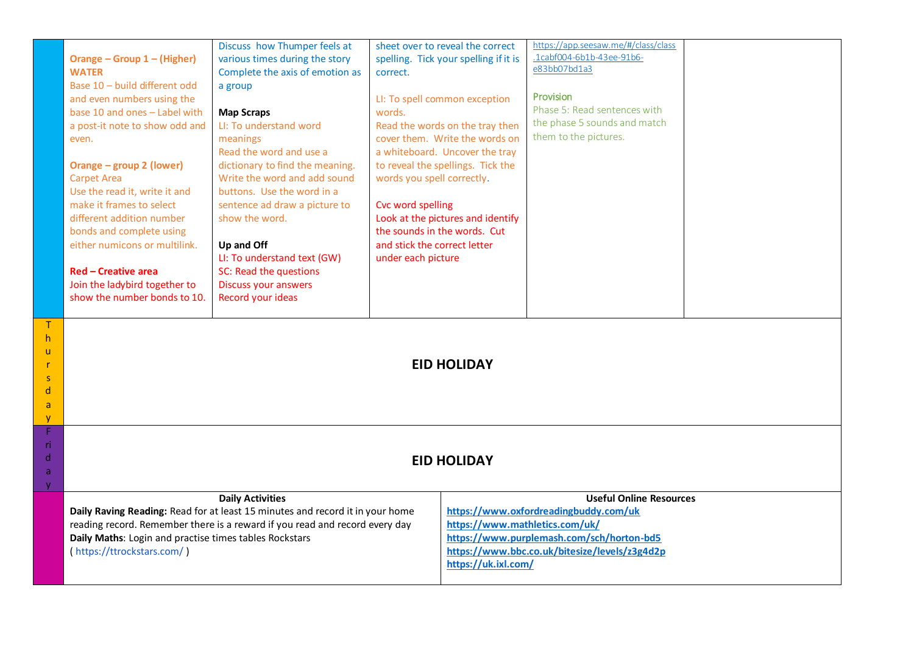| | | | | | |
|---|---|---|---|---|---|
| | **Orange – Group 1 – (Higher) WATER**<br>Base 10 – build different odd and even numbers using the base 10 and ones – Label with a post-it note to show odd and even.<br><br>**Orange – group 2 (lower)**<br>Carpet Area<br>Use the read it, write it and make it frames to select different addition number bonds and complete using either numicons or multilink.<br><br>**Red – Creative area**<br>Join the ladybird together to show the number bonds to 10. | Discuss how Thumper feels at various times during the story Complete the axis of emotion as a group<br><br>**Map Scraps**<br>LI: To understand word meanings<br>Read the word and use a dictionary to find the meaning. Write the word and add sound buttons. Use the word in a sentence ad draw a picture to show the word.<br><br>**Up and Off**<br>LI: To understand text (GW)<br>SC: Read the questions<br>Discuss your answers<br>Record your ideas | sheet over to reveal the correct spelling. Tick your spelling if it is correct.<br><br>LI: To spell common exception words.<br>Read the words on the tray then cover them. Write the words on a whiteboard. Uncover the tray to reveal the spellings. Tick the words you spell correctly.<br><br>Cvc word spelling<br>Look at the pictures and identify the sounds in the words. Cut and stick the correct letter under each picture | https://app.seesaw.me/#/class/class.1cabf004-6b1b-43ee-91b6-e83bb07bd1a3<br><br>Provision<br>Phase 5: Read sentences with the phase 5 sounds and match them to the pictures. | |
| Thursday | **EID HOLIDAY** | | | | |
| Friday | **EID HOLIDAY** | | | | |

| | **Daily Activities** | **Useful Online Resources** |
|---|---|---|
| | **Daily Raving Reading:** Read for at least 15 minutes and record it in your home reading record. Remember there is a reward if you read and record every day<br>**Daily Maths**: Login and practise times tables Rockstars<br>( https://ttrockstars.com/ ) | **https://www.oxfordreadingbuddy.com/uk**<br>**https://www.mathletics.com/uk/**<br>**https://www.purplemash.com/sch/horton-bd5**<br>**https://www.bbc.co.uk/bitesize/levels/z3g4d2p**<br>**https://uk.ixl.com/** |